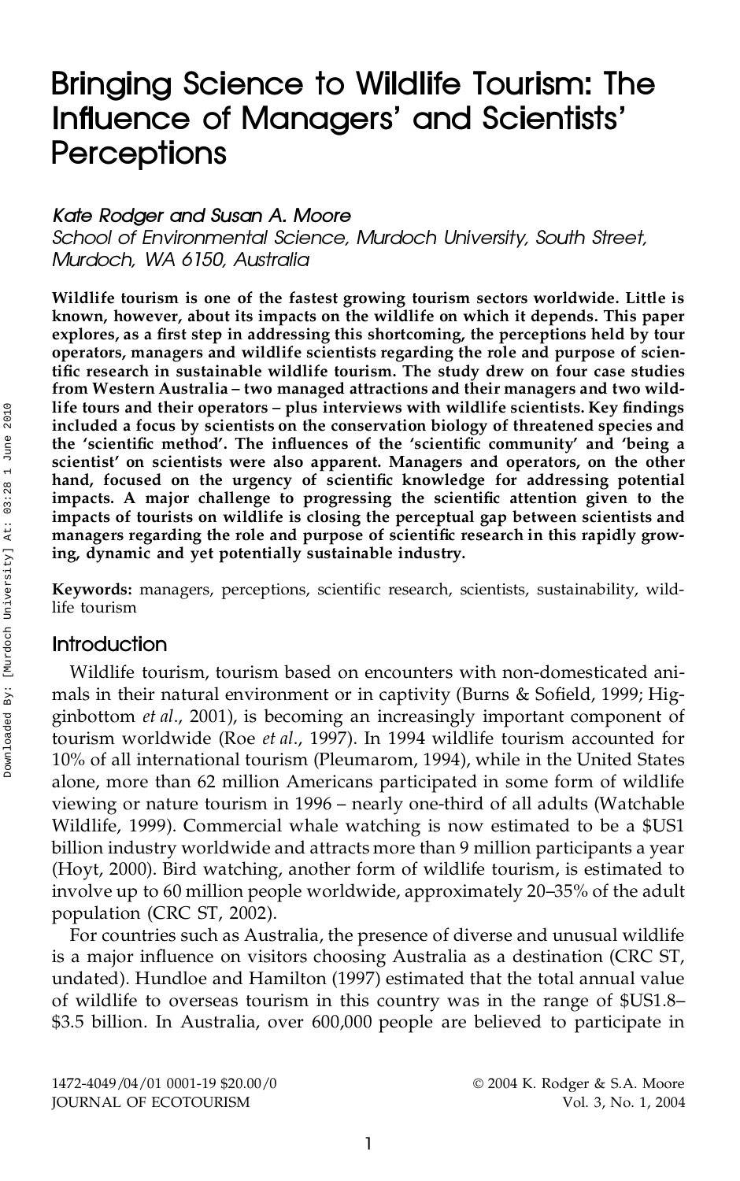# Bringing Science to Wildlife Tourism: The Influence of Managers' and Scientists' Perceptions

*Kate Rodger and Susan A. Moore*
*School of Environmental Science, Murdoch University, South Street, Murdoch, WA 6150, Australia*

**Wildlife tourism is one of the fastest growing tourism sectors worldwide. Little is known, however, about its impacts on the wildlife on which it depends. This paper explores, as a first step in addressing this shortcoming, the perceptions held by tour operators, managers and wildlife scientists regarding the role and purpose of scientific research in sustainable wildlife tourism. The study drew on four case studies from Western Australia – two managed attractions and their managers and two wildlife tours and their operators – plus interviews with wildlife scientists. Key findings included a focus by scientists on the conservation biology of threatened species and the 'scientific method'. The influences of the 'scientific community' and 'being a scientist' on scientists were also apparent. Managers and operators, on the other hand, focused on the urgency of scientific knowledge for addressing potential impacts. A major challenge to progressing the scientific attention given to the impacts of tourists on wildlife is closing the perceptual gap between scientists and managers regarding the role and purpose of scientific research in this rapidly growing, dynamic and yet potentially sustainable industry.**

**Keywords:** managers, perceptions, scientific research, scientists, sustainability, wildlife tourism

## Introduction

Wildlife tourism, tourism based on encounters with non-domesticated animals in their natural environment or in captivity (Burns & Sofield, 1999; Higginbottom *et al*., 2001), is becoming an increasingly important component of tourism worldwide (Roe *et al*., 1997). In 1994 wildlife tourism accounted for 10% of all international tourism (Pleumarom, 1994), while in the United States alone, more than 62 million Americans participated in some form of wildlife viewing or nature tourism in 1996 – nearly one-third of all adults (Watchable Wildlife, 1999). Commercial whale watching is now estimated to be a $US1 billion industry worldwide and attracts more than 9 million participants a year (Hoyt, 2000). Bird watching, another form of wildlife tourism, is estimated to involve up to 60 million people worldwide, approximately 20–35% of the adult population (CRC ST, 2002).

For countries such as Australia, the presence of diverse and unusual wildlife is a major influence on visitors choosing Australia as a destination (CRC ST, undated). Hundloe and Hamilton (1997) estimated that the total annual value of wildlife to overseas tourism in this country was in the range of $US1.8–$3.5 billion. In Australia, over 600,000 people are believed to participate in

1472-4049/04/01 0001-19 $20.00/0
JOURNAL OF ECOTOURISM

© 2004 K. Rodger & S.A. Moore
Vol. 3, No. 1, 2004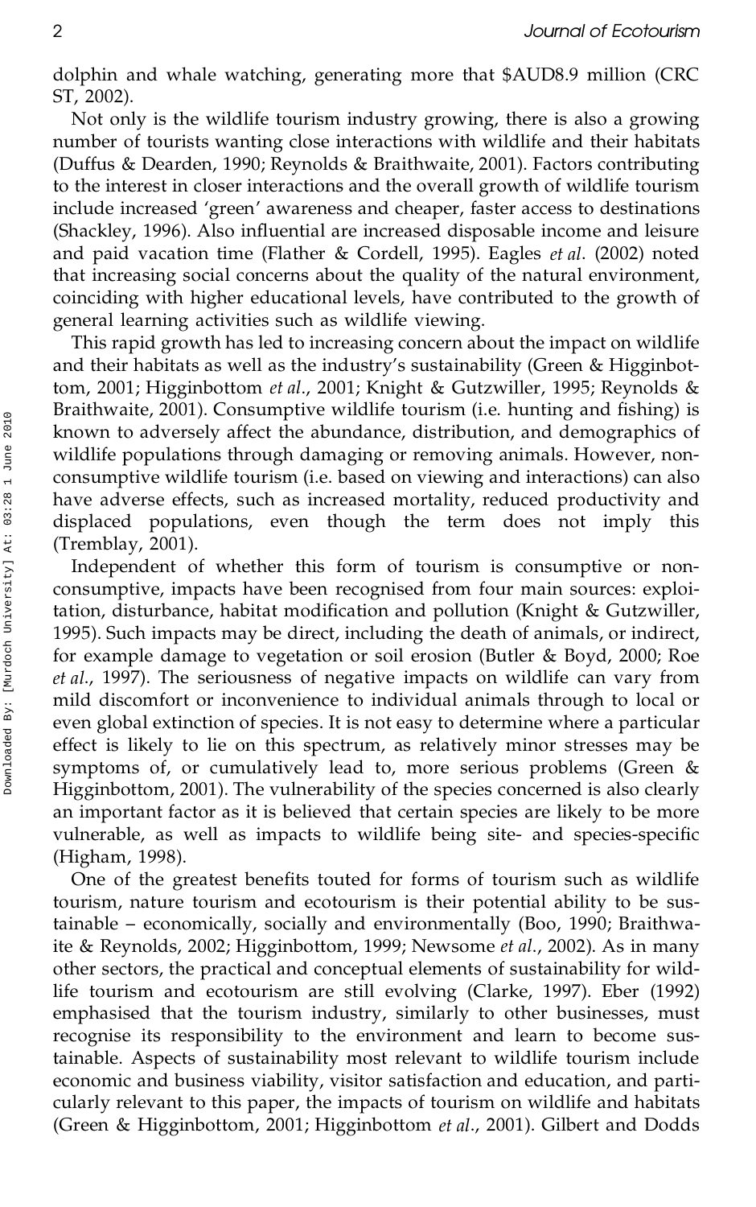dolphin and whale watching, generating more that $AUD8.9 million (CRC ST, 2002).

Not only is the wildlife tourism industry growing, there is also a growing number of tourists wanting close interactions with wildlife and their habitats (Duffus & Dearden, 1990; Reynolds & Braithwaite, 2001). Factors contributing to the interest in closer interactions and the overall growth of wildlife tourism include increased 'green' awareness and cheaper, faster access to destinations (Shackley, 1996). Also influential are increased disposable income and leisure and paid vacation time (Flather & Cordell, 1995). Eagles *et al*. (2002) noted that increasing social concerns about the quality of the natural environment, coinciding with higher educational levels, have contributed to the growth of general learning activities such as wildlife viewing.

This rapid growth has led to increasing concern about the impact on wildlife and their habitats as well as the industry's sustainability (Green & Higginbottom, 2001; Higginbottom *et al*., 2001; Knight & Gutzwiller, 1995; Reynolds & Braithwaite, 2001). Consumptive wildlife tourism (i.e. hunting and fishing) is known to adversely affect the abundance, distribution, and demographics of wildlife populations through damaging or removing animals. However, non-consumptive wildlife tourism (i.e. based on viewing and interactions) can also have adverse effects, such as increased mortality, reduced productivity and displaced populations, even though the term does not imply this (Tremblay, 2001).

Independent of whether this form of tourism is consumptive or non-consumptive, impacts have been recognised from four main sources: exploitation, disturbance, habitat modification and pollution (Knight & Gutzwiller, 1995). Such impacts may be direct, including the death of animals, or indirect, for example damage to vegetation or soil erosion (Butler & Boyd, 2000; Roe *et al*., 1997). The seriousness of negative impacts on wildlife can vary from mild discomfort or inconvenience to individual animals through to local or even global extinction of species. It is not easy to determine where a particular effect is likely to lie on this spectrum, as relatively minor stresses may be symptoms of, or cumulatively lead to, more serious problems (Green & Higginbottom, 2001). The vulnerability of the species concerned is also clearly an important factor as it is believed that certain species are likely to be more vulnerable, as well as impacts to wildlife being site- and species-specific (Higham, 1998).

One of the greatest benefits touted for forms of tourism such as wildlife tourism, nature tourism and ecotourism is their potential ability to be sustainable – economically, socially and environmentally (Boo, 1990; Braithwaite & Reynolds, 2002; Higginbottom, 1999; Newsome *et al*., 2002). As in many other sectors, the practical and conceptual elements of sustainability for wildlife tourism and ecotourism are still evolving (Clarke, 1997). Eber (1992) emphasised that the tourism industry, similarly to other businesses, must recognise its responsibility to the environment and learn to become sustainable. Aspects of sustainability most relevant to wildlife tourism include economic and business viability, visitor satisfaction and education, and particularly relevant to this paper, the impacts of tourism on wildlife and habitats (Green & Higginbottom, 2001; Higginbottom *et al*., 2001). Gilbert and Dodds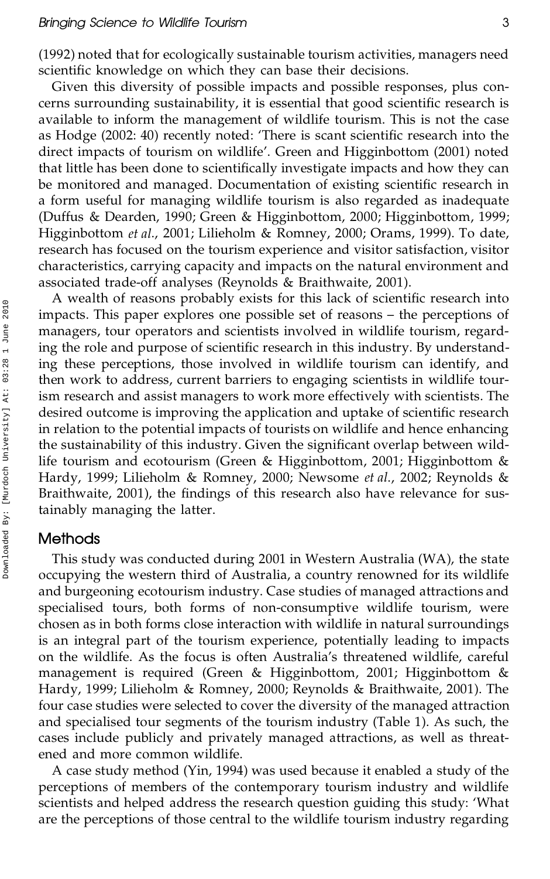(1992) noted that for ecologically sustainable tourism activities, managers need scientific knowledge on which they can base their decisions.

Given this diversity of possible impacts and possible responses, plus concerns surrounding sustainability, it is essential that good scientific research is available to inform the management of wildlife tourism. This is not the case as Hodge (2002: 40) recently noted: 'There is scant scientific research into the direct impacts of tourism on wildlife'. Green and Higginbottom (2001) noted that little has been done to scientifically investigate impacts and how they can be monitored and managed. Documentation of existing scientific research in a form useful for managing wildlife tourism is also regarded as inadequate (Duffus & Dearden, 1990; Green & Higginbottom, 2000; Higginbottom, 1999; Higginbottom *et al.*, 2001; Lilieholm & Romney, 2000; Orams, 1999). To date, research has focused on the tourism experience and visitor satisfaction, visitor characteristics, carrying capacity and impacts on the natural environment and associated trade-off analyses (Reynolds & Braithwaite, 2001).

A wealth of reasons probably exists for this lack of scientific research into impacts. This paper explores one possible set of reasons – the perceptions of managers, tour operators and scientists involved in wildlife tourism, regarding the role and purpose of scientific research in this industry. By understanding these perceptions, those involved in wildlife tourism can identify, and then work to address, current barriers to engaging scientists in wildlife tourism research and assist managers to work more effectively with scientists. The desired outcome is improving the application and uptake of scientific research in relation to the potential impacts of tourists on wildlife and hence enhancing the sustainability of this industry. Given the significant overlap between wildlife tourism and ecotourism (Green & Higginbottom, 2001; Higginbottom & Hardy, 1999; Lilieholm & Romney, 2000; Newsome *et al.*, 2002; Reynolds & Braithwaite, 2001), the findings of this research also have relevance for sustainably managing the latter.

## Methods

This study was conducted during 2001 in Western Australia (WA), the state occupying the western third of Australia, a country renowned for its wildlife and burgeoning ecotourism industry. Case studies of managed attractions and specialised tours, both forms of non-consumptive wildlife tourism, were chosen as in both forms close interaction with wildlife in natural surroundings is an integral part of the tourism experience, potentially leading to impacts on the wildlife. As the focus is often Australia's threatened wildlife, careful management is required (Green & Higginbottom, 2001; Higginbottom & Hardy, 1999; Lilieholm & Romney, 2000; Reynolds & Braithwaite, 2001). The four case studies were selected to cover the diversity of the managed attraction and specialised tour segments of the tourism industry (Table 1). As such, the cases include publicly and privately managed attractions, as well as threatened and more common wildlife.

A case study method (Yin, 1994) was used because it enabled a study of the perceptions of members of the contemporary tourism industry and wildlife scientists and helped address the research question guiding this study: 'What are the perceptions of those central to the wildlife tourism industry regarding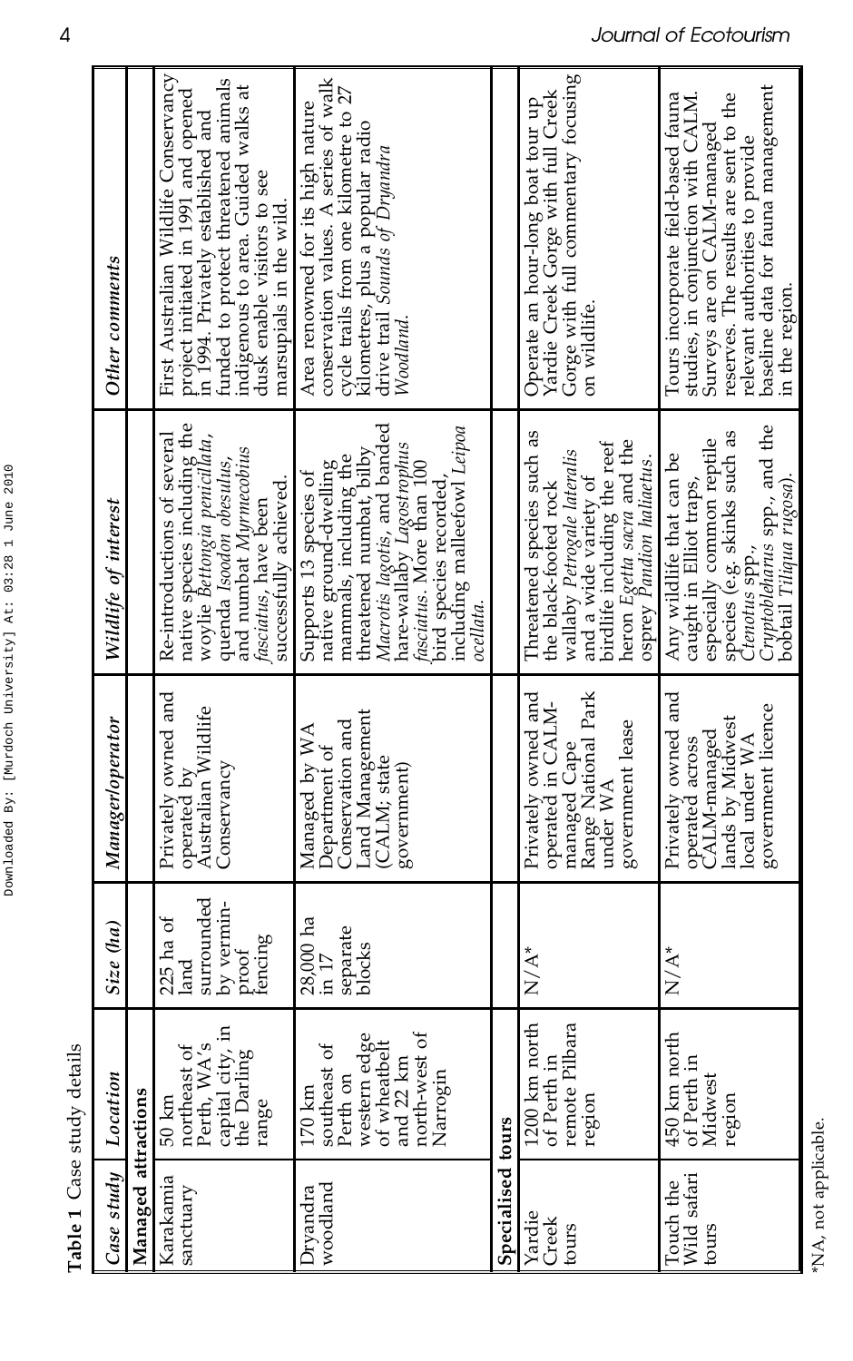**Table 1** Case study details

| Case study | Location | Size (ha) | Manager/operator | Wildlife of interest | Other comments |
|---|---|---|---|---|---|
| **Managed attractions** | | | | | |
| Karakamia sanctuary | 50 km northeast of Perth, WA's capital city, in the Darling range | 225 ha of land surrounded by vermin-proof fencing | Privately owned and operated by Australian Wildlife Conservancy | Re-introductions of several native species including the woylie *Bettongia penicillata*, quenda *Isoodon obesulus*, and numbat *Myrmecobius fasciatus*, have been successfully achieved. | First Australian Wildlife Conservancy project initiated in 1991 and opened in 1994. Privately established and funded to protect threatened animals indigenous to area. Guided walks at dusk enable visitors to see marsupials in the wild. |
| Dryandra woodland | 170 km southeast of Perth on western edge of wheatbelt and 22 km north-west of Narrogin | 28,000 ha in 17 separate blocks | Managed by WA Department of Conservation and Land Management (CALM; state government) | Supports 13 species of native ground-dwelling mammals, including the threatened numbat, bilby *Macrotis lagotis*, and banded hare-wallaby *Lagostrophus fasciatus*. More than 100 bird species recorded, including malleefowl *Leipoa ocellata*. | Area renowned for its high nature conservation values. A series of walk cycle trails from one kilometre to 27 kilometres, plus a popular radio drive trail *Sounds of Dryandra Woodland*. |
| **Specialised tours** | | | | | |
| Yardie Creek tours | 1200 km north of Perth in remote Pilbara region | N/A* | Privately owned and operated in CALM-managed Cape Range National Park under WA government lease | Threatened species such as the black-footed rock wallaby *Petrogale lateralis* and a wide variety of birdlife including the reef heron *Egetta sacra* and the osprey *Pandion haliaetus*. | Operate an hour-long boat tour up Yardie Creek Gorge with full Creek Gorge with full commentary focusing on wildlife. |
| Touch the Wild safari tours | 450 km north of Perth in Midwest region | N/A* | Privately owned and operated across CALM-managed lands by Midwest local under WA government licence | Any wildlife that can be caught in Elliot traps, especially common reptile species (e.g. skinks such as *Ctenotus* spp., *Cryptoblepharus* spp., and the bobtail *Tiliqua rugosa*). | Tours incorporate field-based fauna studies, in conjunction with CALM. Surveys are on CALM-managed reserves. The results are sent to the relevant authorities to provide baseline data for fauna management in the region. |

*NA, not applicable.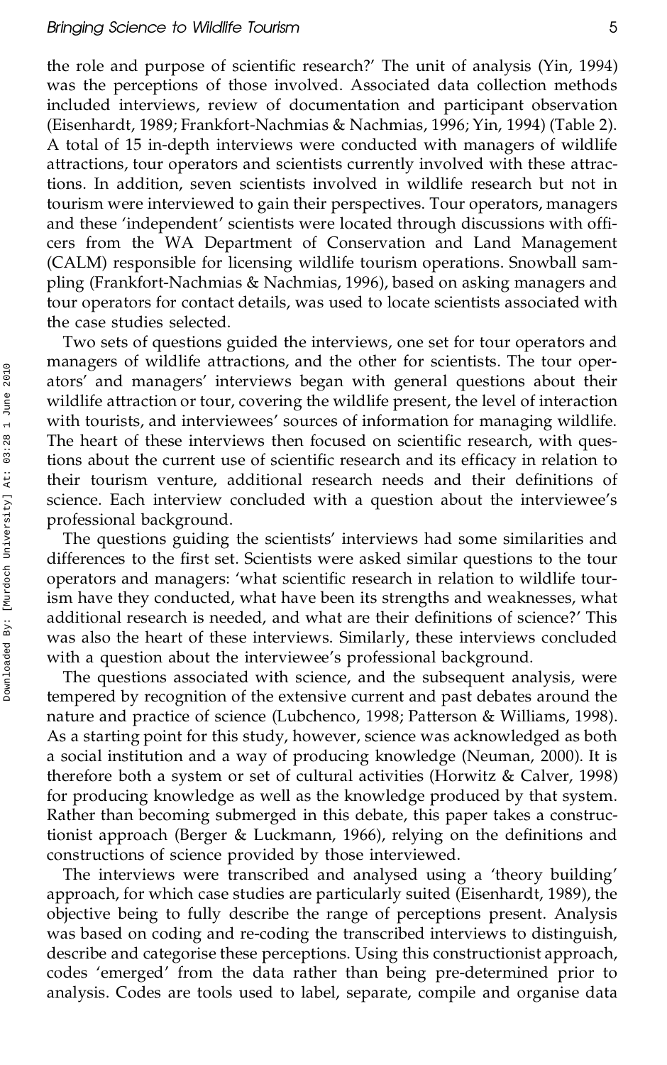the role and purpose of scientific research?' The unit of analysis (Yin, 1994) was the perceptions of those involved. Associated data collection methods included interviews, review of documentation and participant observation (Eisenhardt, 1989; Frankfort-Nachmias & Nachmias, 1996; Yin, 1994) (Table 2). A total of 15 in-depth interviews were conducted with managers of wildlife attractions, tour operators and scientists currently involved with these attractions. In addition, seven scientists involved in wildlife research but not in tourism were interviewed to gain their perspectives. Tour operators, managers and these 'independent' scientists were located through discussions with officers from the WA Department of Conservation and Land Management (CALM) responsible for licensing wildlife tourism operations. Snowball sampling (Frankfort-Nachmias & Nachmias, 1996), based on asking managers and tour operators for contact details, was used to locate scientists associated with the case studies selected.

Two sets of questions guided the interviews, one set for tour operators and managers of wildlife attractions, and the other for scientists. The tour operators' and managers' interviews began with general questions about their wildlife attraction or tour, covering the wildlife present, the level of interaction with tourists, and interviewees' sources of information for managing wildlife. The heart of these interviews then focused on scientific research, with questions about the current use of scientific research and its efficacy in relation to their tourism venture, additional research needs and their definitions of science. Each interview concluded with a question about the interviewee's professional background.

The questions guiding the scientists' interviews had some similarities and differences to the first set. Scientists were asked similar questions to the tour operators and managers: 'what scientific research in relation to wildlife tourism have they conducted, what have been its strengths and weaknesses, what additional research is needed, and what are their definitions of science?' This was also the heart of these interviews. Similarly, these interviews concluded with a question about the interviewee's professional background.

The questions associated with science, and the subsequent analysis, were tempered by recognition of the extensive current and past debates around the nature and practice of science (Lubchenco, 1998; Patterson & Williams, 1998). As a starting point for this study, however, science was acknowledged as both a social institution and a way of producing knowledge (Neuman, 2000). It is therefore both a system or set of cultural activities (Horwitz & Calver, 1998) for producing knowledge as well as the knowledge produced by that system. Rather than becoming submerged in this debate, this paper takes a constructionist approach (Berger & Luckmann, 1966), relying on the definitions and constructions of science provided by those interviewed.

The interviews were transcribed and analysed using a 'theory building' approach, for which case studies are particularly suited (Eisenhardt, 1989), the objective being to fully describe the range of perceptions present. Analysis was based on coding and re-coding the transcribed interviews to distinguish, describe and categorise these perceptions. Using this constructionist approach, codes 'emerged' from the data rather than being pre-determined prior to analysis. Codes are tools used to label, separate, compile and organise data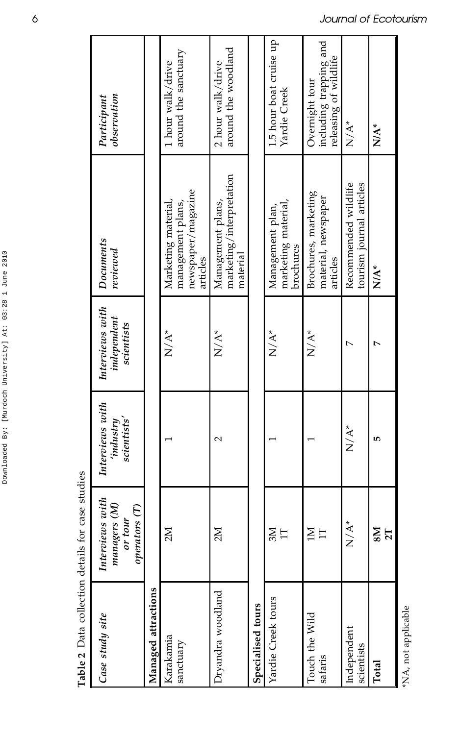**Table 2** Data collection details for case studies

| *Case study site* | *Interviews with managers (M) or tour operators (T)* | *Interviews with 'industry scientists'* | *Interviews with independent scientists* | *Documents reviewed* | *Participant observation* |
|---|---|---|---|---|---|
| **Managed attractions** | | | | | |
| Karakamia sanctuary | 2M | 1 | N/A* | Marketing material, management plans, newspaper/magazine articles | 1 hour walk/drive around the sanctuary |
| Dryandra woodland | 2M | 2 | N/A* | Management plans, marketing/interpretation material | 2 hour walk/drive around the woodland |
| **Specialised tours** | | | | | |
| Yardie Creek tours | 3M 1T | 1 | N/A* | Management plan, marketing material, brochures | 1.5 hour boat cruise up Yardie Creek |
| Touch the Wild safaris | 1M 1T | 1 | N/A* | Brochures, marketing material, newspaper articles | Overnight tour including trapping and releasing of wildlife |
| Independent scientists | N/A* | N/A* | 7 | Recommended wildlife tourism journal articles | N/A* |
| **Total** | **8M 2T** | **5** | **7** | **N/A*** | **N/A*** |

*NA, not applicable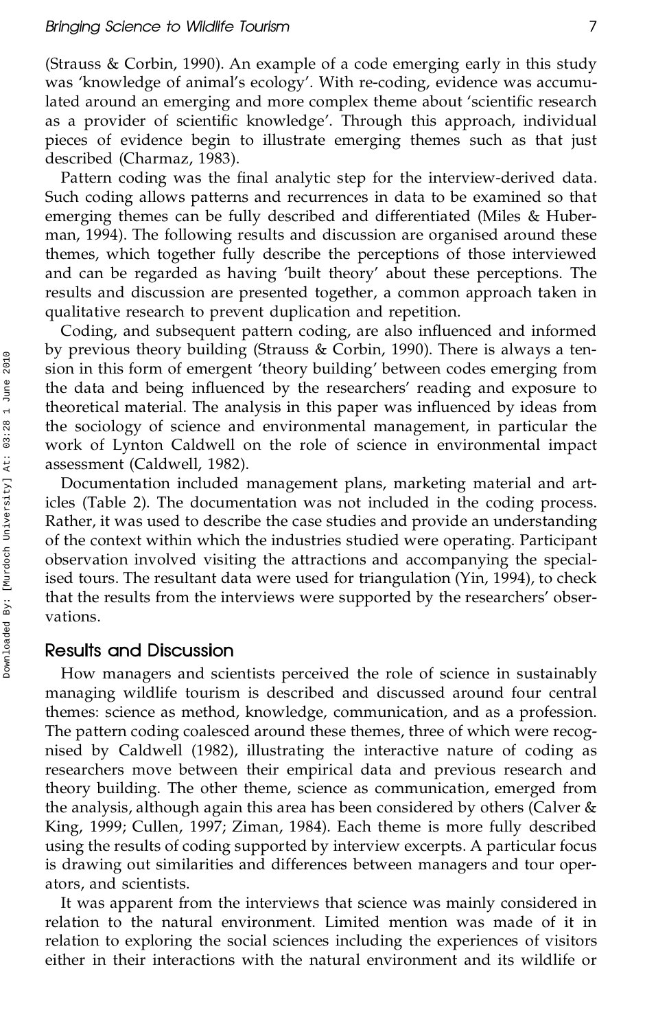(Strauss & Corbin, 1990). An example of a code emerging early in this study was 'knowledge of animal's ecology'. With re-coding, evidence was accumulated around an emerging and more complex theme about 'scientific research as a provider of scientific knowledge'. Through this approach, individual pieces of evidence begin to illustrate emerging themes such as that just described (Charmaz, 1983).

Pattern coding was the final analytic step for the interview-derived data. Such coding allows patterns and recurrences in data to be examined so that emerging themes can be fully described and differentiated (Miles & Huberman, 1994). The following results and discussion are organised around these themes, which together fully describe the perceptions of those interviewed and can be regarded as having 'built theory' about these perceptions. The results and discussion are presented together, a common approach taken in qualitative research to prevent duplication and repetition.

Coding, and subsequent pattern coding, are also influenced and informed by previous theory building (Strauss & Corbin, 1990). There is always a tension in this form of emergent 'theory building' between codes emerging from the data and being influenced by the researchers' reading and exposure to theoretical material. The analysis in this paper was influenced by ideas from the sociology of science and environmental management, in particular the work of Lynton Caldwell on the role of science in environmental impact assessment (Caldwell, 1982).

Documentation included management plans, marketing material and articles (Table 2). The documentation was not included in the coding process. Rather, it was used to describe the case studies and provide an understanding of the context within which the industries studied were operating. Participant observation involved visiting the attractions and accompanying the specialised tours. The resultant data were used for triangulation (Yin, 1994), to check that the results from the interviews were supported by the researchers' observations.

## Results and Discussion

How managers and scientists perceived the role of science in sustainably managing wildlife tourism is described and discussed around four central themes: science as method, knowledge, communication, and as a profession. The pattern coding coalesced around these themes, three of which were recognised by Caldwell (1982), illustrating the interactive nature of coding as researchers move between their empirical data and previous research and theory building. The other theme, science as communication, emerged from the analysis, although again this area has been considered by others (Calver & King, 1999; Cullen, 1997; Ziman, 1984). Each theme is more fully described using the results of coding supported by interview excerpts. A particular focus is drawing out similarities and differences between managers and tour operators, and scientists.

It was apparent from the interviews that science was mainly considered in relation to the natural environment. Limited mention was made of it in relation to exploring the social sciences including the experiences of visitors either in their interactions with the natural environment and its wildlife or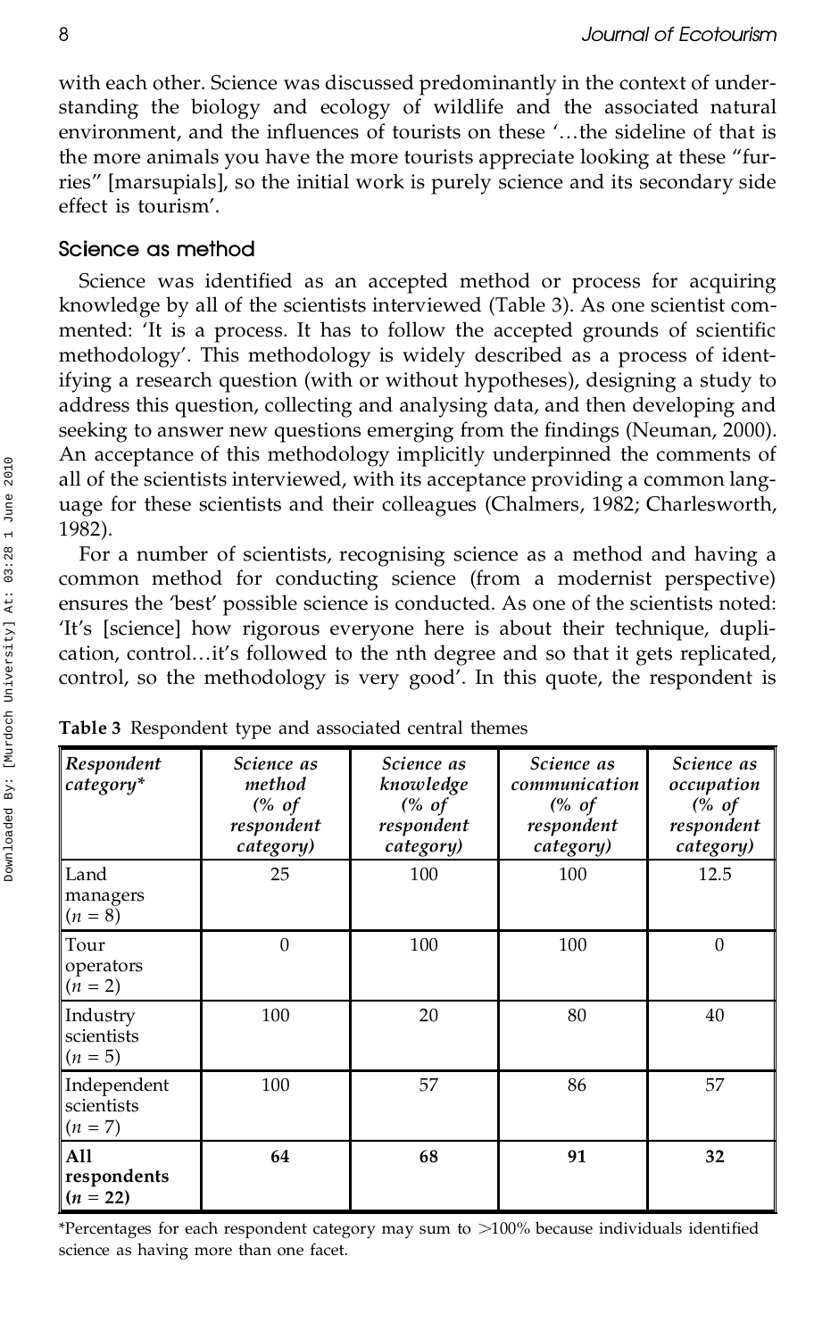with each other. Science was discussed predominantly in the context of understanding the biology and ecology of wildlife and the associated natural environment, and the influences of tourists on these '…the sideline of that is the more animals you have the more tourists appreciate looking at these "furries" [marsupials], so the initial work is purely science and its secondary side effect is tourism'.

## Science as method

Science was identified as an accepted method or process for acquiring knowledge by all of the scientists interviewed (Table 3). As one scientist commented: 'It is a process. It has to follow the accepted grounds of scientific methodology'. This methodology is widely described as a process of identifying a research question (with or without hypotheses), designing a study to address this question, collecting and analysing data, and then developing and seeking to answer new questions emerging from the findings (Neuman, 2000). An acceptance of this methodology implicitly underpinned the comments of all of the scientists interviewed, with its acceptance providing a common language for these scientists and their colleagues (Chalmers, 1982; Charlesworth, 1982).

For a number of scientists, recognising science as a method and having a common method for conducting science (from a modernist perspective) ensures the 'best' possible science is conducted. As one of the scientists noted: 'It's [science] how rigorous everyone here is about their technique, duplication, control…it's followed to the nth degree and so that it gets replicated, control, so the methodology is very good'. In this quote, the respondent is

**Table 3** Respondent type and associated central themes

| *Respondent category** | *Science as method (% of respondent category)* | *Science as knowledge (% of respondent category)* | *Science as communication (% of respondent category)* | *Science as occupation (% of respondent category)* |
|---|---|---|---|---|
| Land managers ($n = 8$) | 25 | 100 | 100 | 12.5 |
| Tour operators ($n = 2$) | 0 | 100 | 100 | 0 |
| Industry scientists ($n = 5$) | 100 | 20 | 80 | 40 |
| Independent scientists ($n = 7$) | 100 | 57 | 86 | 57 |
| **All respondents ($n = 22$)** | **64** | **68** | **91** | **32** |

*Percentages for each respondent category may sum to >100% because individuals identified science as having more than one facet.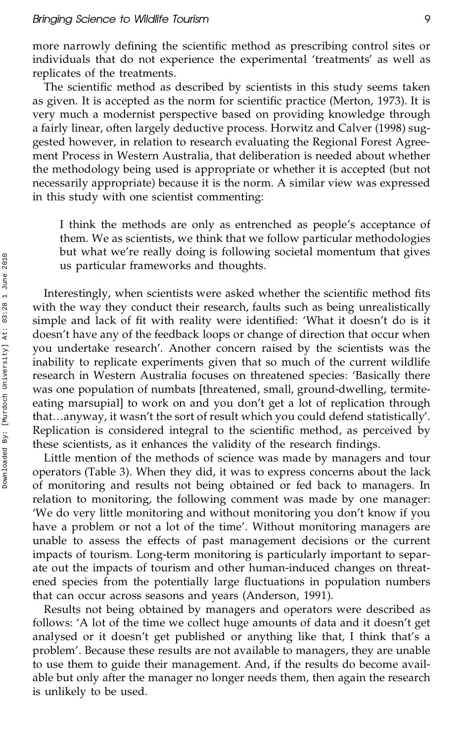more narrowly defining the scientific method as prescribing control sites or individuals that do not experience the experimental 'treatments' as well as replicates of the treatments.

The scientific method as described by scientists in this study seems taken as given. It is accepted as the norm for scientific practice (Merton, 1973). It is very much a modernist perspective based on providing knowledge through a fairly linear, often largely deductive process. Horwitz and Calver (1998) suggested however, in relation to research evaluating the Regional Forest Agreement Process in Western Australia, that deliberation is needed about whether the methodology being used is appropriate or whether it is accepted (but not necessarily appropriate) because it is the norm. A similar view was expressed in this study with one scientist commenting:

> I think the methods are only as entrenched as people's acceptance of them. We as scientists, we think that we follow particular methodologies but what we're really doing is following societal momentum that gives us particular frameworks and thoughts.

Interestingly, when scientists were asked whether the scientific method fits with the way they conduct their research, faults such as being unrealistically simple and lack of fit with reality were identified: 'What it doesn't do is it doesn't have any of the feedback loops or change of direction that occur when you undertake research'. Another concern raised by the scientists was the inability to replicate experiments given that so much of the current wildlife research in Western Australia focuses on threatened species: 'Basically there was one population of numbats [threatened, small, ground-dwelling, termite-eating marsupial] to work on and you don't get a lot of replication through that…anyway, it wasn't the sort of result which you could defend statistically'. Replication is considered integral to the scientific method, as perceived by these scientists, as it enhances the validity of the research findings.

Little mention of the methods of science was made by managers and tour operators (Table 3). When they did, it was to express concerns about the lack of monitoring and results not being obtained or fed back to managers. In relation to monitoring, the following comment was made by one manager: 'We do very little monitoring and without monitoring you don't know if you have a problem or not a lot of the time'. Without monitoring managers are unable to assess the effects of past management decisions or the current impacts of tourism. Long-term monitoring is particularly important to separate out the impacts of tourism and other human-induced changes on threatened species from the potentially large fluctuations in population numbers that can occur across seasons and years (Anderson, 1991).

Results not being obtained by managers and operators were described as follows: 'A lot of the time we collect huge amounts of data and it doesn't get analysed or it doesn't get published or anything like that, I think that's a problem'. Because these results are not available to managers, they are unable to use them to guide their management. And, if the results do become available but only after the manager no longer needs them, then again the research is unlikely to be used.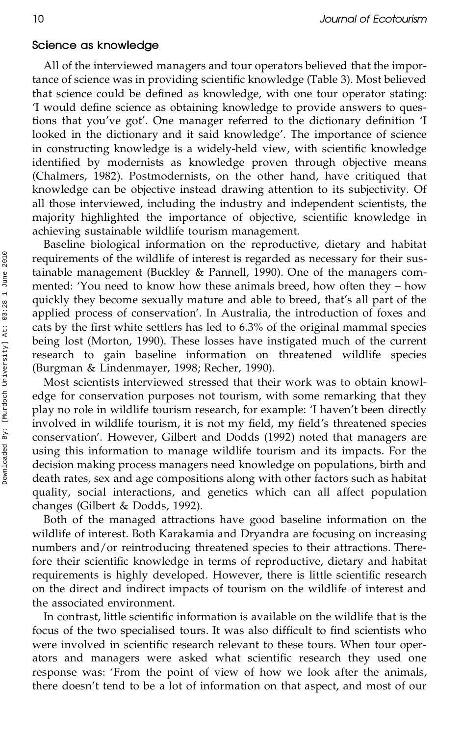## Science as knowledge

All of the interviewed managers and tour operators believed that the importance of science was in providing scientific knowledge (Table 3). Most believed that science could be defined as knowledge, with one tour operator stating: 'I would define science as obtaining knowledge to provide answers to questions that you've got'. One manager referred to the dictionary definition 'I looked in the dictionary and it said knowledge'. The importance of science in constructing knowledge is a widely-held view, with scientific knowledge identified by modernists as knowledge proven through objective means (Chalmers, 1982). Postmodernists, on the other hand, have critiqued that knowledge can be objective instead drawing attention to its subjectivity. Of all those interviewed, including the industry and independent scientists, the majority highlighted the importance of objective, scientific knowledge in achieving sustainable wildlife tourism management.

Baseline biological information on the reproductive, dietary and habitat requirements of the wildlife of interest is regarded as necessary for their sustainable management (Buckley & Pannell, 1990). One of the managers commented: 'You need to know how these animals breed, how often they – how quickly they become sexually mature and able to breed, that's all part of the applied process of conservation'. In Australia, the introduction of foxes and cats by the first white settlers has led to 6.3% of the original mammal species being lost (Morton, 1990). These losses have instigated much of the current research to gain baseline information on threatened wildlife species (Burgman & Lindenmayer, 1998; Recher, 1990).

Most scientists interviewed stressed that their work was to obtain knowledge for conservation purposes not tourism, with some remarking that they play no role in wildlife tourism research, for example: 'I haven't been directly involved in wildlife tourism, it is not my field, my field's threatened species conservation'. However, Gilbert and Dodds (1992) noted that managers are using this information to manage wildlife tourism and its impacts. For the decision making process managers need knowledge on populations, birth and death rates, sex and age compositions along with other factors such as habitat quality, social interactions, and genetics which can all affect population changes (Gilbert & Dodds, 1992).

Both of the managed attractions have good baseline information on the wildlife of interest. Both Karakamia and Dryandra are focusing on increasing numbers and/or reintroducing threatened species to their attractions. Therefore their scientific knowledge in terms of reproductive, dietary and habitat requirements is highly developed. However, there is little scientific research on the direct and indirect impacts of tourism on the wildlife of interest and the associated environment.

In contrast, little scientific information is available on the wildlife that is the focus of the two specialised tours. It was also difficult to find scientists who were involved in scientific research relevant to these tours. When tour operators and managers were asked what scientific research they used one response was: 'From the point of view of how we look after the animals, there doesn't tend to be a lot of information on that aspect, and most of our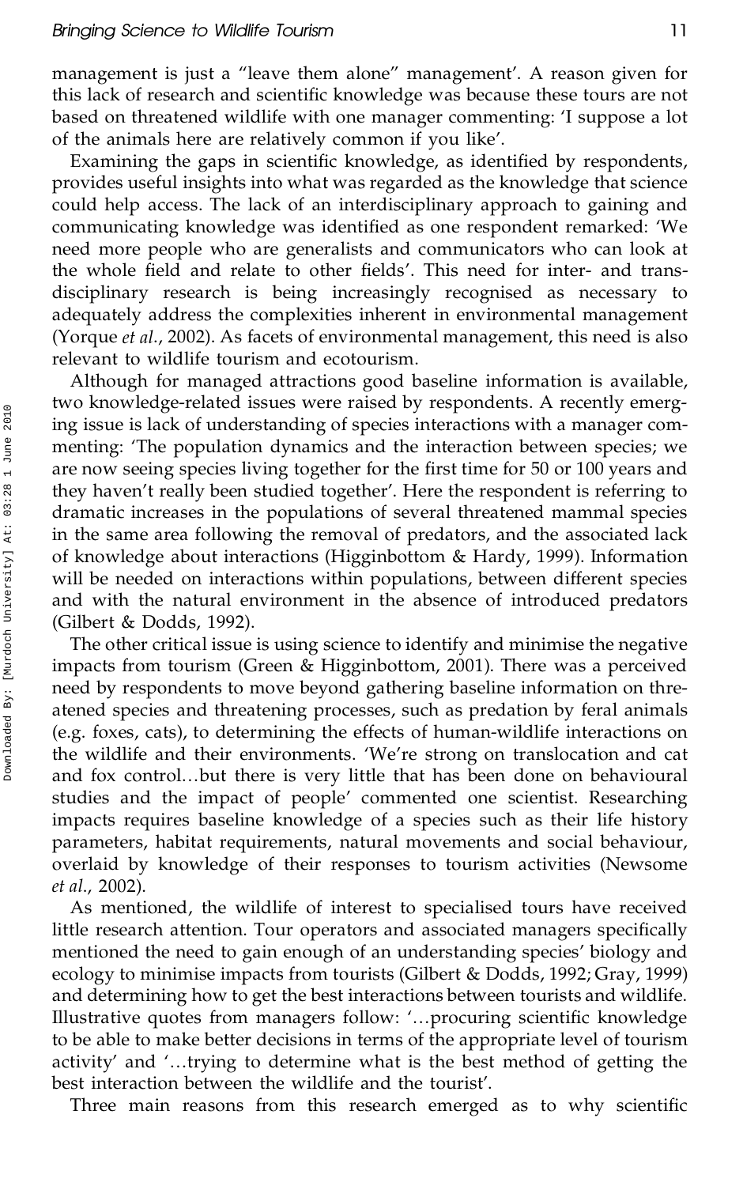management is just a "leave them alone" management'. A reason given for this lack of research and scientific knowledge was because these tours are not based on threatened wildlife with one manager commenting: 'I suppose a lot of the animals here are relatively common if you like'.

Examining the gaps in scientific knowledge, as identified by respondents, provides useful insights into what was regarded as the knowledge that science could help access. The lack of an interdisciplinary approach to gaining and communicating knowledge was identified as one respondent remarked: 'We need more people who are generalists and communicators who can look at the whole field and relate to other fields'. This need for inter- and trans-disciplinary research is being increasingly recognised as necessary to adequately address the complexities inherent in environmental management (Yorque *et al*., 2002). As facets of environmental management, this need is also relevant to wildlife tourism and ecotourism.

Although for managed attractions good baseline information is available, two knowledge-related issues were raised by respondents. A recently emerging issue is lack of understanding of species interactions with a manager commenting: 'The population dynamics and the interaction between species; we are now seeing species living together for the first time for 50 or 100 years and they haven't really been studied together'. Here the respondent is referring to dramatic increases in the populations of several threatened mammal species in the same area following the removal of predators, and the associated lack of knowledge about interactions (Higginbottom & Hardy, 1999). Information will be needed on interactions within populations, between different species and with the natural environment in the absence of introduced predators (Gilbert & Dodds, 1992).

The other critical issue is using science to identify and minimise the negative impacts from tourism (Green & Higginbottom, 2001). There was a perceived need by respondents to move beyond gathering baseline information on threatened species and threatening processes, such as predation by feral animals (e.g. foxes, cats), to determining the effects of human-wildlife interactions on the wildlife and their environments. 'We're strong on translocation and cat and fox control…but there is very little that has been done on behavioural studies and the impact of people' commented one scientist. Researching impacts requires baseline knowledge of a species such as their life history parameters, habitat requirements, natural movements and social behaviour, overlaid by knowledge of their responses to tourism activities (Newsome *et al*., 2002).

As mentioned, the wildlife of interest to specialised tours have received little research attention. Tour operators and associated managers specifically mentioned the need to gain enough of an understanding species' biology and ecology to minimise impacts from tourists (Gilbert & Dodds, 1992; Gray, 1999) and determining how to get the best interactions between tourists and wildlife. Illustrative quotes from managers follow: '…procuring scientific knowledge to be able to make better decisions in terms of the appropriate level of tourism activity' and '…trying to determine what is the best method of getting the best interaction between the wildlife and the tourist'.

Three main reasons from this research emerged as to why scientific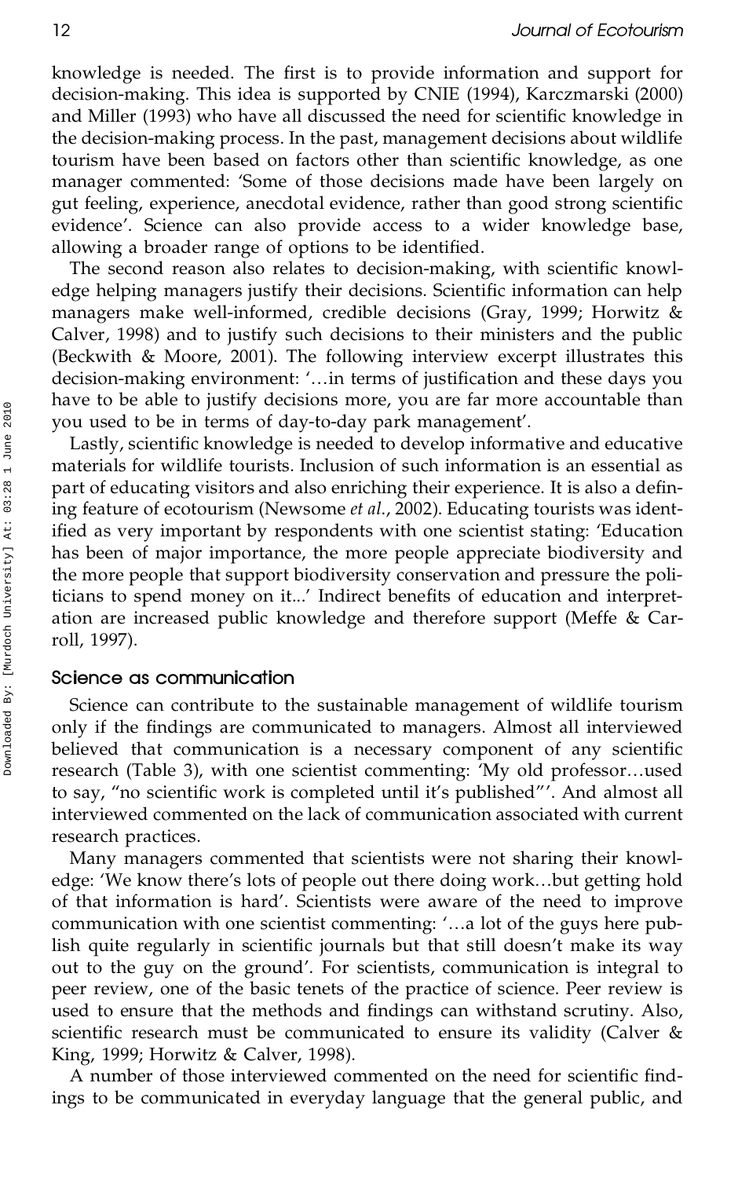knowledge is needed. The first is to provide information and support for decision-making. This idea is supported by CNIE (1994), Karczmarski (2000) and Miller (1993) who have all discussed the need for scientific knowledge in the decision-making process. In the past, management decisions about wildlife tourism have been based on factors other than scientific knowledge, as one manager commented: 'Some of those decisions made have been largely on gut feeling, experience, anecdotal evidence, rather than good strong scientific evidence'. Science can also provide access to a wider knowledge base, allowing a broader range of options to be identified.

The second reason also relates to decision-making, with scientific knowledge helping managers justify their decisions. Scientific information can help managers make well-informed, credible decisions (Gray, 1999; Horwitz & Calver, 1998) and to justify such decisions to their ministers and the public (Beckwith & Moore, 2001). The following interview excerpt illustrates this decision-making environment: '…in terms of justification and these days you have to be able to justify decisions more, you are far more accountable than you used to be in terms of day-to-day park management'.

Lastly, scientific knowledge is needed to develop informative and educative materials for wildlife tourists. Inclusion of such information is an essential as part of educating visitors and also enriching their experience. It is also a defining feature of ecotourism (Newsome *et al.*, 2002). Educating tourists was identified as very important by respondents with one scientist stating: 'Education has been of major importance, the more people appreciate biodiversity and the more people that support biodiversity conservation and pressure the politicians to spend money on it...' Indirect benefits of education and interpretation are increased public knowledge and therefore support (Meffe & Carroll, 1997).

### Science as communication

Science can contribute to the sustainable management of wildlife tourism only if the findings are communicated to managers. Almost all interviewed believed that communication is a necessary component of any scientific research (Table 3), with one scientist commenting: 'My old professor…used to say, "no scientific work is completed until it's published"'. And almost all interviewed commented on the lack of communication associated with current research practices.

Many managers commented that scientists were not sharing their knowledge: 'We know there's lots of people out there doing work…but getting hold of that information is hard'. Scientists were aware of the need to improve communication with one scientist commenting: '…a lot of the guys here publish quite regularly in scientific journals but that still doesn't make its way out to the guy on the ground'. For scientists, communication is integral to peer review, one of the basic tenets of the practice of science. Peer review is used to ensure that the methods and findings can withstand scrutiny. Also, scientific research must be communicated to ensure its validity (Calver & King, 1999; Horwitz & Calver, 1998).

A number of those interviewed commented on the need for scientific findings to be communicated in everyday language that the general public, and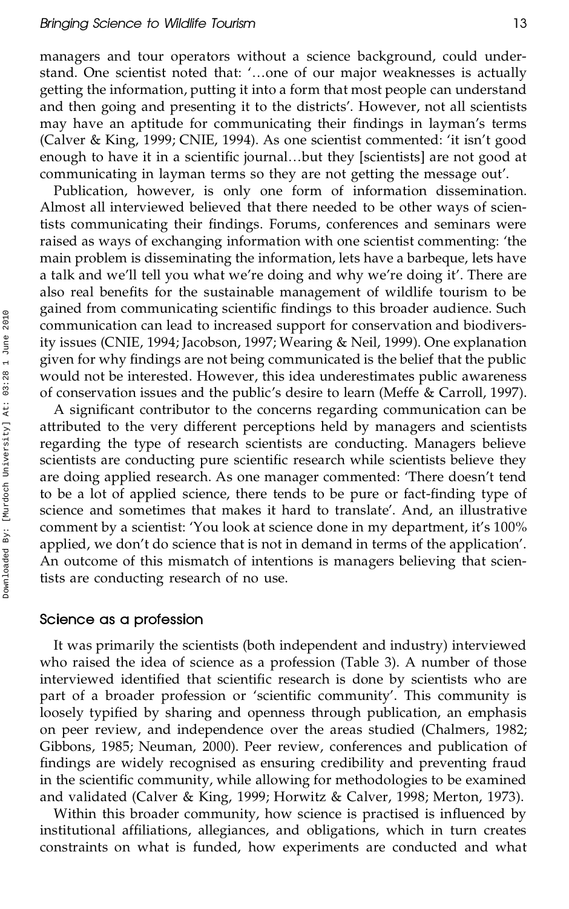managers and tour operators without a science background, could understand. One scientist noted that: '…one of our major weaknesses is actually getting the information, putting it into a form that most people can understand and then going and presenting it to the districts'. However, not all scientists may have an aptitude for communicating their findings in layman's terms (Calver & King, 1999; CNIE, 1994). As one scientist commented: 'it isn't good enough to have it in a scientific journal…but they [scientists] are not good at communicating in layman terms so they are not getting the message out'.

Publication, however, is only one form of information dissemination. Almost all interviewed believed that there needed to be other ways of scientists communicating their findings. Forums, conferences and seminars were raised as ways of exchanging information with one scientist commenting: 'the main problem is disseminating the information, lets have a barbeque, lets have a talk and we'll tell you what we're doing and why we're doing it'. There are also real benefits for the sustainable management of wildlife tourism to be gained from communicating scientific findings to this broader audience. Such communication can lead to increased support for conservation and biodiversity issues (CNIE, 1994; Jacobson, 1997; Wearing & Neil, 1999). One explanation given for why findings are not being communicated is the belief that the public would not be interested. However, this idea underestimates public awareness of conservation issues and the public's desire to learn (Meffe & Carroll, 1997).

A significant contributor to the concerns regarding communication can be attributed to the very different perceptions held by managers and scientists regarding the type of research scientists are conducting. Managers believe scientists are conducting pure scientific research while scientists believe they are doing applied research. As one manager commented: 'There doesn't tend to be a lot of applied science, there tends to be pure or fact-finding type of science and sometimes that makes it hard to translate'. And, an illustrative comment by a scientist: 'You look at science done in my department, it's 100% applied, we don't do science that is not in demand in terms of the application'. An outcome of this mismatch of intentions is managers believing that scientists are conducting research of no use.

### Science as a profession

It was primarily the scientists (both independent and industry) interviewed who raised the idea of science as a profession (Table 3). A number of those interviewed identified that scientific research is done by scientists who are part of a broader profession or 'scientific community'. This community is loosely typified by sharing and openness through publication, an emphasis on peer review, and independence over the areas studied (Chalmers, 1982; Gibbons, 1985; Neuman, 2000). Peer review, conferences and publication of findings are widely recognised as ensuring credibility and preventing fraud in the scientific community, while allowing for methodologies to be examined and validated (Calver & King, 1999; Horwitz & Calver, 1998; Merton, 1973).

Within this broader community, how science is practised is influenced by institutional affiliations, allegiances, and obligations, which in turn creates constraints on what is funded, how experiments are conducted and what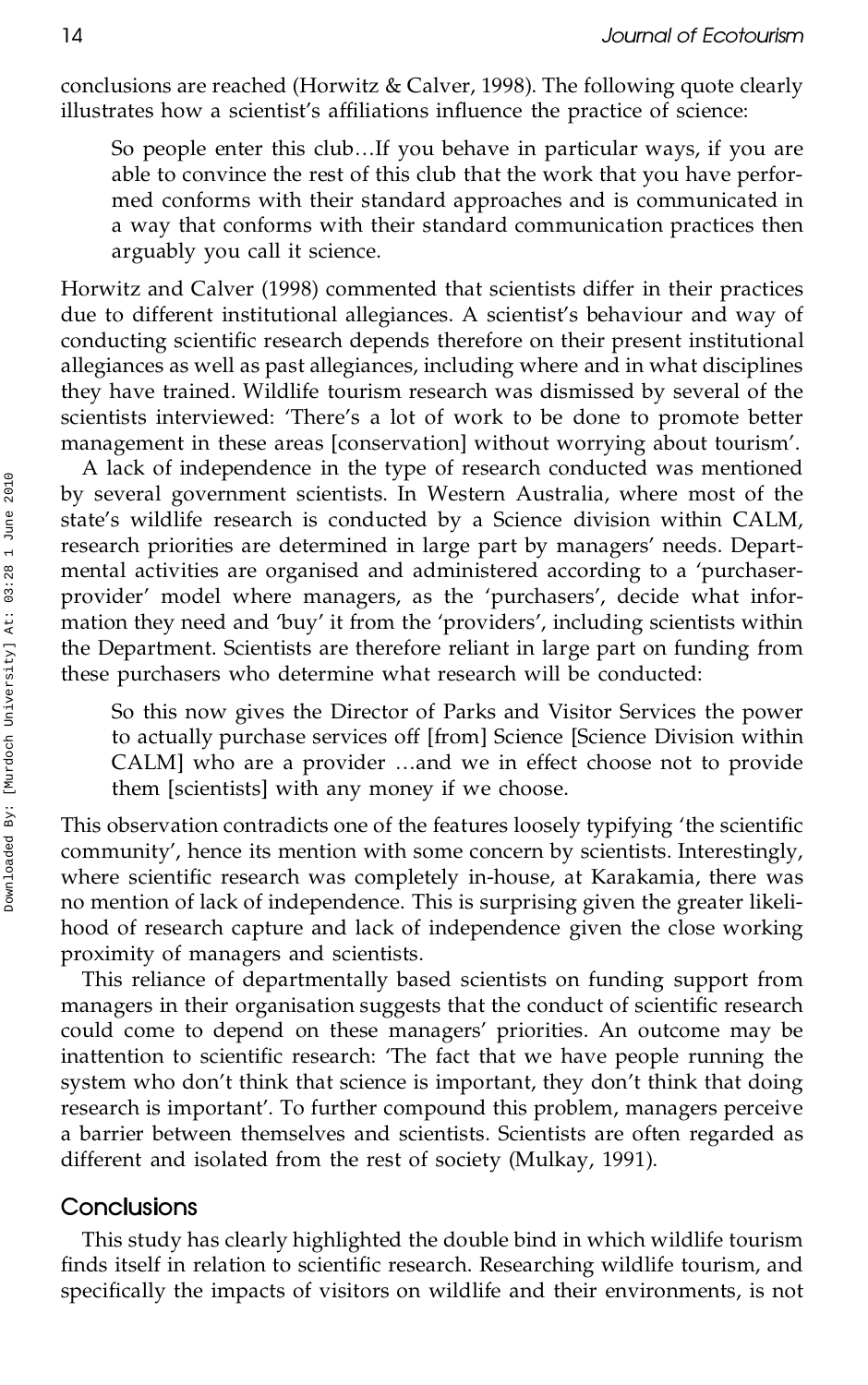conclusions are reached (Horwitz & Calver, 1998). The following quote clearly illustrates how a scientist's affiliations influence the practice of science:

> So people enter this club...If you behave in particular ways, if you are able to convince the rest of this club that the work that you have performed conforms with their standard approaches and is communicated in a way that conforms with their standard communication practices then arguably you call it science.

Horwitz and Calver (1998) commented that scientists differ in their practices due to different institutional allegiances. A scientist's behaviour and way of conducting scientific research depends therefore on their present institutional allegiances as well as past allegiances, including where and in what disciplines they have trained. Wildlife tourism research was dismissed by several of the scientists interviewed: 'There's a lot of work to be done to promote better management in these areas [conservation] without worrying about tourism'.

A lack of independence in the type of research conducted was mentioned by several government scientists. In Western Australia, where most of the state's wildlife research is conducted by a Science division within CALM, research priorities are determined in large part by managers' needs. Departmental activities are organised and administered according to a 'purchaser-provider' model where managers, as the 'purchasers', decide what information they need and 'buy' it from the 'providers', including scientists within the Department. Scientists are therefore reliant in large part on funding from these purchasers who determine what research will be conducted:

> So this now gives the Director of Parks and Visitor Services the power to actually purchase services off [from] Science [Science Division within CALM] who are a provider ...and we in effect choose not to provide them [scientists] with any money if we choose.

This observation contradicts one of the features loosely typifying 'the scientific community', hence its mention with some concern by scientists. Interestingly, where scientific research was completely in-house, at Karakamia, there was no mention of lack of independence. This is surprising given the greater likelihood of research capture and lack of independence given the close working proximity of managers and scientists.

This reliance of departmentally based scientists on funding support from managers in their organisation suggests that the conduct of scientific research could come to depend on these managers' priorities. An outcome may be inattention to scientific research: 'The fact that we have people running the system who don't think that science is important, they don't think that doing research is important'. To further compound this problem, managers perceive a barrier between themselves and scientists. Scientists are often regarded as different and isolated from the rest of society (Mulkay, 1991).

## Conclusions

This study has clearly highlighted the double bind in which wildlife tourism finds itself in relation to scientific research. Researching wildlife tourism, and specifically the impacts of visitors on wildlife and their environments, is not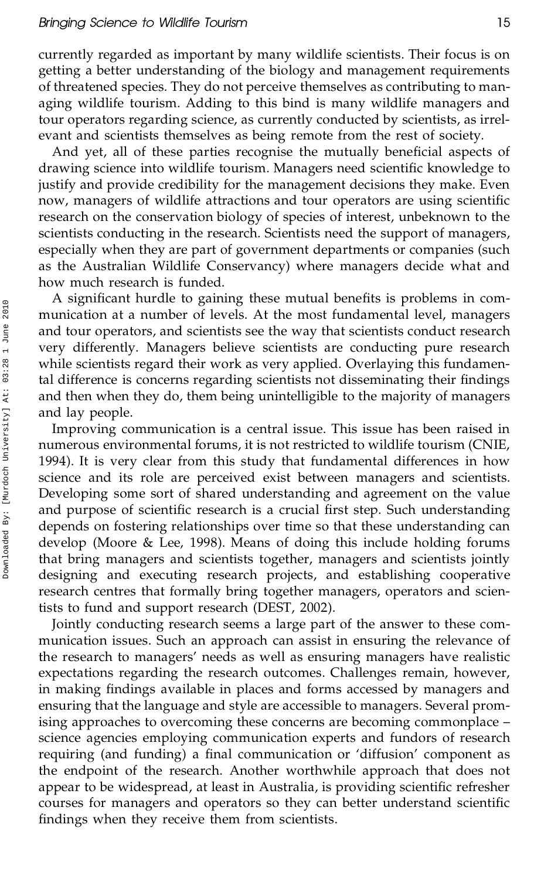currently regarded as important by many wildlife scientists. Their focus is on getting a better understanding of the biology and management requirements of threatened species. They do not perceive themselves as contributing to managing wildlife tourism. Adding to this bind is many wildlife managers and tour operators regarding science, as currently conducted by scientists, as irrelevant and scientists themselves as being remote from the rest of society.

And yet, all of these parties recognise the mutually beneficial aspects of drawing science into wildlife tourism. Managers need scientific knowledge to justify and provide credibility for the management decisions they make. Even now, managers of wildlife attractions and tour operators are using scientific research on the conservation biology of species of interest, unbeknown to the scientists conducting in the research. Scientists need the support of managers, especially when they are part of government departments or companies (such as the Australian Wildlife Conservancy) where managers decide what and how much research is funded.

A significant hurdle to gaining these mutual benefits is problems in communication at a number of levels. At the most fundamental level, managers and tour operators, and scientists see the way that scientists conduct research very differently. Managers believe scientists are conducting pure research while scientists regard their work as very applied. Overlaying this fundamental difference is concerns regarding scientists not disseminating their findings and then when they do, them being unintelligible to the majority of managers and lay people.

Improving communication is a central issue. This issue has been raised in numerous environmental forums, it is not restricted to wildlife tourism (CNIE, 1994). It is very clear from this study that fundamental differences in how science and its role are perceived exist between managers and scientists. Developing some sort of shared understanding and agreement on the value and purpose of scientific research is a crucial first step. Such understanding depends on fostering relationships over time so that these understanding can develop (Moore & Lee, 1998). Means of doing this include holding forums that bring managers and scientists together, managers and scientists jointly designing and executing research projects, and establishing cooperative research centres that formally bring together managers, operators and scientists to fund and support research (DEST, 2002).

Jointly conducting research seems a large part of the answer to these communication issues. Such an approach can assist in ensuring the relevance of the research to managers' needs as well as ensuring managers have realistic expectations regarding the research outcomes. Challenges remain, however, in making findings available in places and forms accessed by managers and ensuring that the language and style are accessible to managers. Several promising approaches to overcoming these concerns are becoming commonplace – science agencies employing communication experts and fundors of research requiring (and funding) a final communication or 'diffusion' component as the endpoint of the research. Another worthwhile approach that does not appear to be widespread, at least in Australia, is providing scientific refresher courses for managers and operators so they can better understand scientific findings when they receive them from scientists.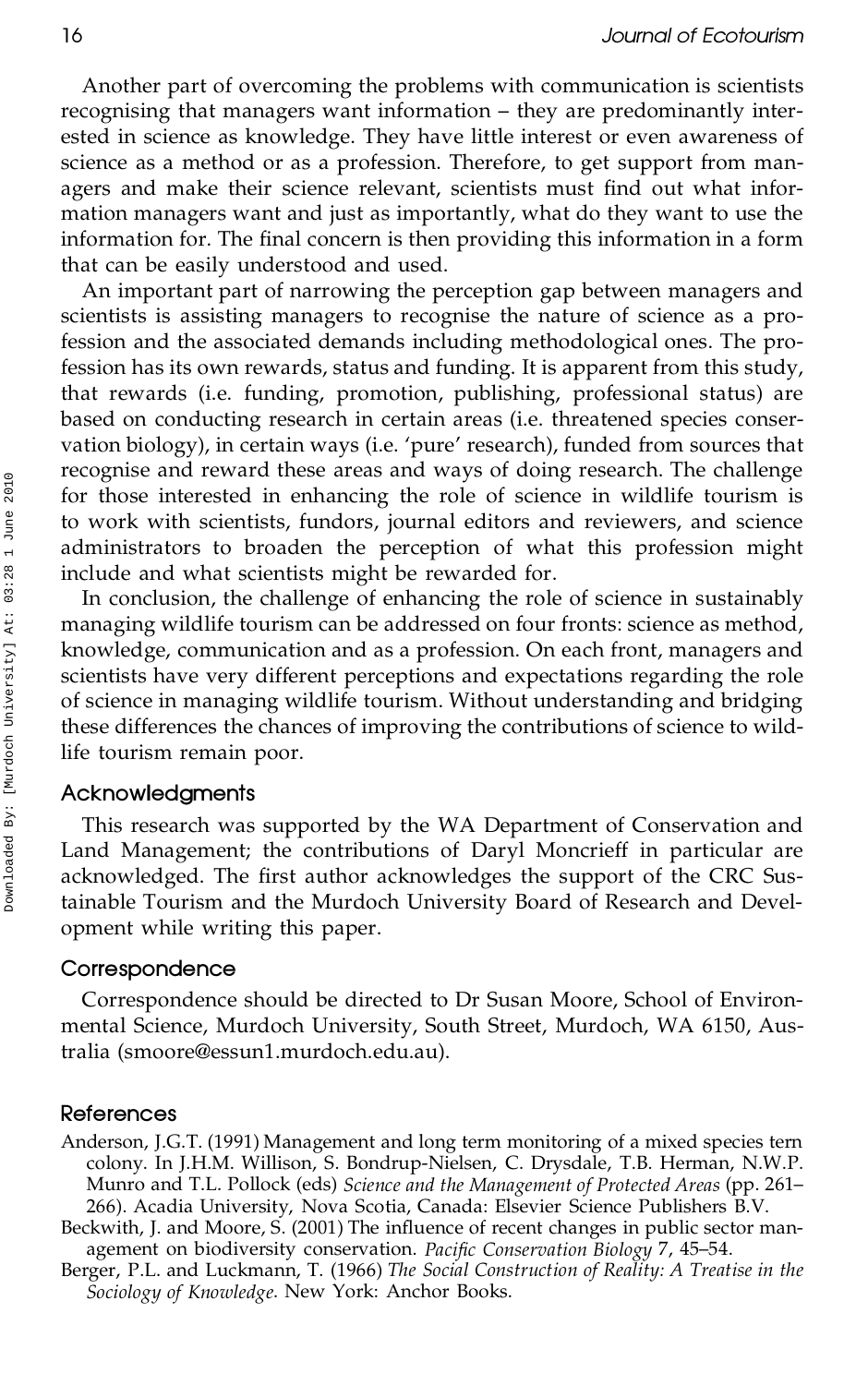Another part of overcoming the problems with communication is scientists recognising that managers want information – they are predominantly interested in science as knowledge. They have little interest or even awareness of science as a method or as a profession. Therefore, to get support from managers and make their science relevant, scientists must find out what information managers want and just as importantly, what do they want to use the information for. The final concern is then providing this information in a form that can be easily understood and used.

An important part of narrowing the perception gap between managers and scientists is assisting managers to recognise the nature of science as a profession and the associated demands including methodological ones. The profession has its own rewards, status and funding. It is apparent from this study, that rewards (i.e. funding, promotion, publishing, professional status) are based on conducting research in certain areas (i.e. threatened species conservation biology), in certain ways (i.e. 'pure' research), funded from sources that recognise and reward these areas and ways of doing research. The challenge for those interested in enhancing the role of science in wildlife tourism is to work with scientists, fundors, journal editors and reviewers, and science administrators to broaden the perception of what this profession might include and what scientists might be rewarded for.

In conclusion, the challenge of enhancing the role of science in sustainably managing wildlife tourism can be addressed on four fronts: science as method, knowledge, communication and as a profession. On each front, managers and scientists have very different perceptions and expectations regarding the role of science in managing wildlife tourism. Without understanding and bridging these differences the chances of improving the contributions of science to wildlife tourism remain poor.

## Acknowledgments

This research was supported by the WA Department of Conservation and Land Management; the contributions of Daryl Moncrieff in particular are acknowledged. The first author acknowledges the support of the CRC Sustainable Tourism and the Murdoch University Board of Research and Development while writing this paper.

## Correspondence

Correspondence should be directed to Dr Susan Moore, School of Environmental Science, Murdoch University, South Street, Murdoch, WA 6150, Australia (smoore@essun1.murdoch.edu.au).

## References

Anderson, J.G.T. (1991) Management and long term monitoring of a mixed species tern colony. In J.H.M. Willison, S. Bondrup-Nielsen, C. Drysdale, T.B. Herman, N.W.P. Munro and T.L. Pollock (eds) *Science and the Management of Protected Areas* (pp. 261–266). Acadia University, Nova Scotia, Canada: Elsevier Science Publishers B.V.

Beckwith, J. and Moore, S. (2001) The influence of recent changes in public sector management on biodiversity conservation. *Pacific Conservation Biology* 7, 45–54.

Berger, P.L. and Luckmann, T. (1966) *The Social Construction of Reality: A Treatise in the Sociology of Knowledge*. New York: Anchor Books.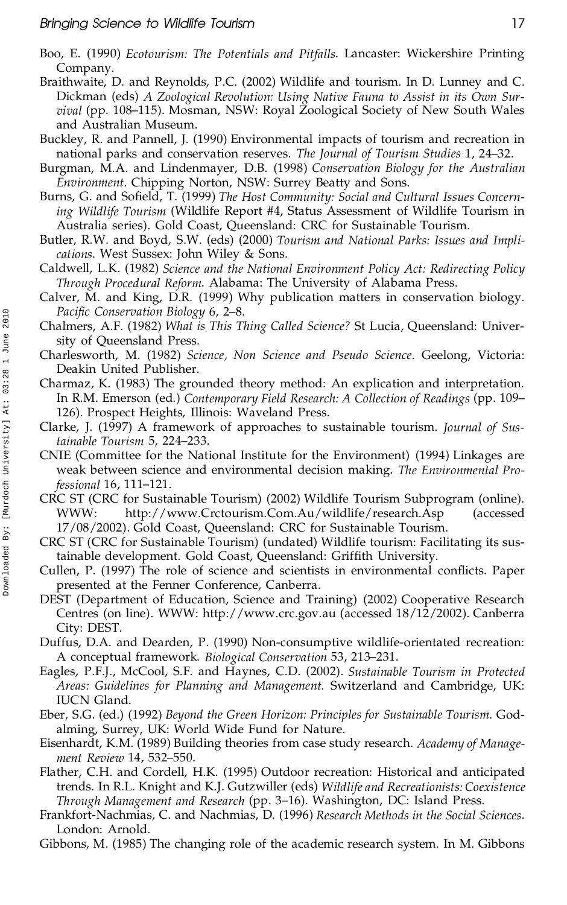Boo, E. (1990) *Ecotourism: The Potentials and Pitfalls*. Lancaster: Wickershire Printing Company.

Braithwaite, D. and Reynolds, P.C. (2002) Wildlife and tourism. In D. Lunney and C. Dickman (eds) *A Zoological Revolution: Using Native Fauna to Assist in its Own Survival* (pp. 108–115). Mosman, NSW: Royal Zoological Society of New South Wales and Australian Museum.

Buckley, R. and Pannell, J. (1990) Environmental impacts of tourism and recreation in national parks and conservation reserves. *The Journal of Tourism Studies* 1, 24–32.

Burgman, M.A. and Lindenmayer, D.B. (1998) *Conservation Biology for the Australian Environment*. Chipping Norton, NSW: Surrey Beatty and Sons.

Burns, G. and Sofield, T. (1999) *The Host Community: Social and Cultural Issues Concerning Wildlife Tourism* (Wildlife Report #4, Status Assessment of Wildlife Tourism in Australia series). Gold Coast, Queensland: CRC for Sustainable Tourism.

Butler, R.W. and Boyd, S.W. (eds) (2000) *Tourism and National Parks: Issues and Implications*. West Sussex: John Wiley & Sons.

Caldwell, L.K. (1982) *Science and the National Environment Policy Act: Redirecting Policy Through Procedural Reform*. Alabama: The University of Alabama Press.

Calver, M. and King, D.R. (1999) Why publication matters in conservation biology. *Pacific Conservation Biology* 6, 2–8.

Chalmers, A.F. (1982) *What is This Thing Called Science?* St Lucia, Queensland: University of Queensland Press.

Charlesworth, M. (1982) *Science, Non Science and Pseudo Science*. Geelong, Victoria: Deakin United Publisher.

Charmaz, K. (1983) The grounded theory method: An explication and interpretation. In R.M. Emerson (ed.) *Contemporary Field Research: A Collection of Readings* (pp. 109–126). Prospect Heights, Illinois: Waveland Press.

Clarke, J. (1997) A framework of approaches to sustainable tourism. *Journal of Sustainable Tourism* 5, 224–233.

CNIE (Committee for the National Institute for the Environment) (1994) Linkages are weak between science and environmental decision making. *The Environmental Professional* 16, 111–121.

CRC ST (CRC for Sustainable Tourism) (2002) Wildlife Tourism Subprogram (online). WWW: http://www.Crctourism.Com.Au/wildlife/research.Asp (accessed 17/08/2002). Gold Coast, Queensland: CRC for Sustainable Tourism.

CRC ST (CRC for Sustainable Tourism) (undated) Wildlife tourism: Facilitating its sustainable development. Gold Coast, Queensland: Griffith University.

Cullen, P. (1997) The role of science and scientists in environmental conflicts. Paper presented at the Fenner Conference, Canberra.

DEST (Department of Education, Science and Training) (2002) Cooperative Research Centres (on line). WWW: http://www.crc.gov.au (accessed 18/12/2002). Canberra City: DEST.

Duffus, D.A. and Dearden, P. (1990) Non-consumptive wildlife-orientated recreation: A conceptual framework. *Biological Conservation* 53, 213–231.

Eagles, P.F.J., McCool, S.F. and Haynes, C.D. (2002). *Sustainable Tourism in Protected Areas: Guidelines for Planning and Management*. Switzerland and Cambridge, UK: IUCN Gland.

Eber, S.G. (ed.) (1992) *Beyond the Green Horizon: Principles for Sustainable Tourism*. Godalming, Surrey, UK: World Wide Fund for Nature.

Eisenhardt, K.M. (1989) Building theories from case study research. *Academy of Management Review* 14, 532–550.

Flather, C.H. and Cordell, H.K. (1995) Outdoor recreation: Historical and anticipated trends. In R.L. Knight and K.J. Gutzwiller (eds) *Wildlife and Recreationists: Coexistence Through Management and Research* (pp. 3–16). Washington, DC: Island Press.

Frankfort-Nachmias, C. and Nachmias, D. (1996) *Research Methods in the Social Sciences*. London: Arnold.

Gibbons, M. (1985) The changing role of the academic research system. In M. Gibbons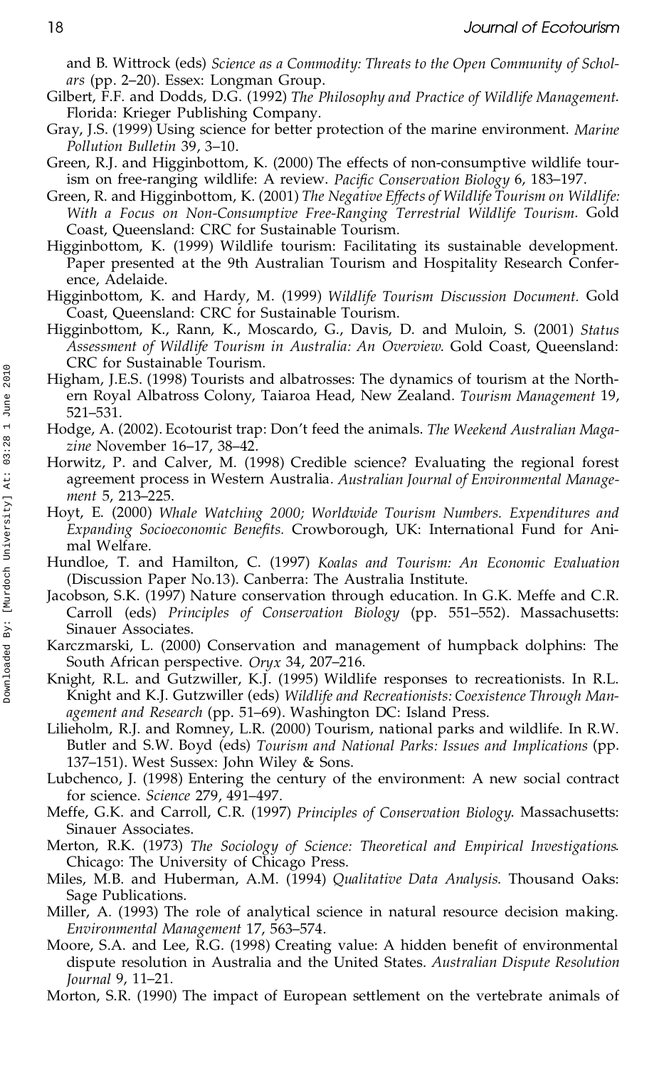and B. Wittrock (eds) *Science as a Commodity: Threats to the Open Community of Scholars* (pp. 2–20). Essex: Longman Group.

Gilbert, F.F. and Dodds, D.G. (1992) *The Philosophy and Practice of Wildlife Management*. Florida: Krieger Publishing Company.

Gray, J.S. (1999) Using science for better protection of the marine environment. *Marine Pollution Bulletin* 39, 3–10.

Green, R.J. and Higginbottom, K. (2000) The effects of non-consumptive wildlife tourism on free-ranging wildlife: A review. *Pacific Conservation Biology* 6, 183–197.

Green, R. and Higginbottom, K. (2001) *The Negative Effects of Wildlife Tourism on Wildlife: With a Focus on Non-Consumptive Free-Ranging Terrestrial Wildlife Tourism*. Gold Coast, Queensland: CRC for Sustainable Tourism.

Higginbottom, K. (1999) Wildlife tourism: Facilitating its sustainable development. Paper presented at the 9th Australian Tourism and Hospitality Research Conference, Adelaide.

Higginbottom, K. and Hardy, M. (1999) *Wildlife Tourism Discussion Document.* Gold Coast, Queensland: CRC for Sustainable Tourism.

Higginbottom, K., Rann, K., Moscardo, G., Davis, D. and Muloin, S. (2001) *Status Assessment of Wildlife Tourism in Australia: An Overview*. Gold Coast, Queensland: CRC for Sustainable Tourism.

Higham, J.E.S. (1998) Tourists and albatrosses: The dynamics of tourism at the Northern Royal Albatross Colony, Taiaroa Head, New Zealand. *Tourism Management* 19, 521–531.

Hodge, A. (2002). Ecotourist trap: Don't feed the animals. *The Weekend Australian Magazine* November 16–17, 38–42.

Horwitz, P. and Calver, M. (1998) Credible science? Evaluating the regional forest agreement process in Western Australia. *Australian Journal of Environmental Management* 5, 213–225.

Hoyt, E. (2000) *Whale Watching 2000; Worldwide Tourism Numbers. Expenditures and Expanding Socioeconomic Benefits.* Crowborough, UK: International Fund for Animal Welfare.

Hundloe, T. and Hamilton, C. (1997) *Koalas and Tourism: An Economic Evaluation* (Discussion Paper No.13). Canberra: The Australia Institute.

Jacobson, S.K. (1997) Nature conservation through education. In G.K. Meffe and C.R. Carroll (eds) *Principles of Conservation Biology* (pp. 551–552). Massachusetts: Sinauer Associates.

Karczmarski, L. (2000) Conservation and management of humpback dolphins: The South African perspective. *Oryx* 34, 207–216.

Knight, R.L. and Gutzwiller, K.J. (1995) Wildlife responses to recreationists. In R.L. Knight and K.J. Gutzwiller (eds) *Wildlife and Recreationists: Coexistence Through Management and Research* (pp. 51–69). Washington DC: Island Press.

Lilieholm, R.J. and Romney, L.R. (2000) Tourism, national parks and wildlife. In R.W. Butler and S.W. Boyd (eds) *Tourism and National Parks: Issues and Implications* (pp. 137–151). West Sussex: John Wiley & Sons.

Lubchenco, J. (1998) Entering the century of the environment: A new social contract for science. *Science* 279, 491–497.

Meffe, G.K. and Carroll, C.R. (1997) *Principles of Conservation Biology*. Massachusetts: Sinauer Associates.

Merton, R.K. (1973) *The Sociology of Science: Theoretical and Empirical Investigations*. Chicago: The University of Chicago Press.

Miles, M.B. and Huberman, A.M. (1994) *Qualitative Data Analysis*. Thousand Oaks: Sage Publications.

Miller, A. (1993) The role of analytical science in natural resource decision making. *Environmental Management* 17, 563–574.

Moore, S.A. and Lee, R.G. (1998) Creating value: A hidden benefit of environmental dispute resolution in Australia and the United States. *Australian Dispute Resolution Journal* 9, 11–21.

Morton, S.R. (1990) The impact of European settlement on the vertebrate animals of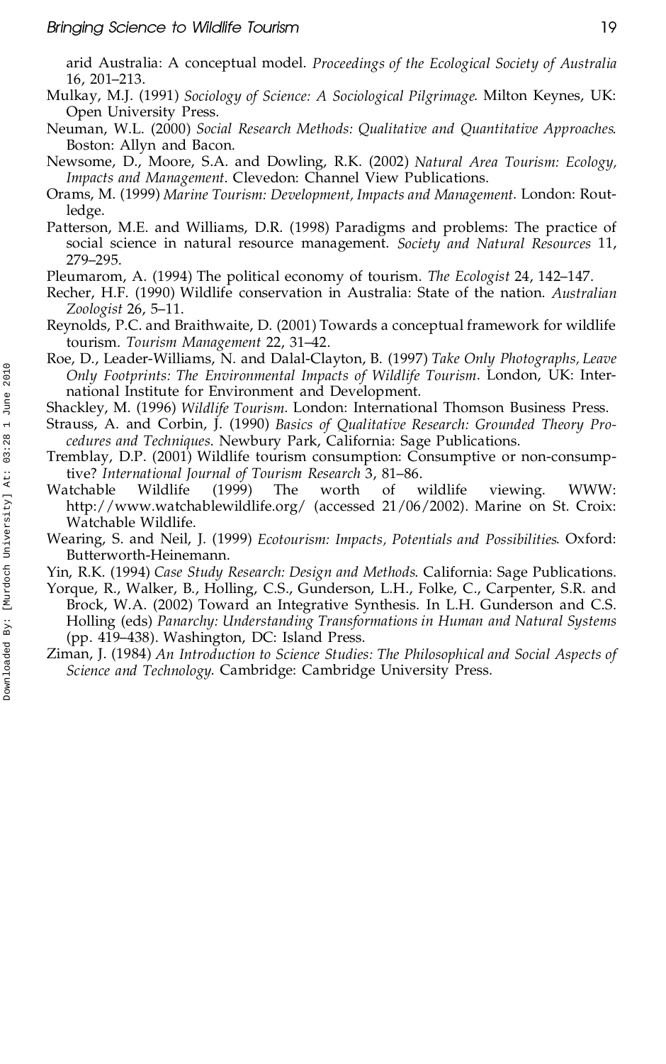arid Australia: A conceptual model. *Proceedings of the Ecological Society of Australia* 16, 201–213.

Mulkay, M.J. (1991) *Sociology of Science: A Sociological Pilgrimage*. Milton Keynes, UK: Open University Press.

Neuman, W.L. (2000) *Social Research Methods: Qualitative and Quantitative Approaches*. Boston: Allyn and Bacon.

Newsome, D., Moore, S.A. and Dowling, R.K. (2002) *Natural Area Tourism: Ecology, Impacts and Management*. Clevedon: Channel View Publications.

Orams, M. (1999) *Marine Tourism: Development, Impacts and Management*. London: Routledge.

Patterson, M.E. and Williams, D.R. (1998) Paradigms and problems: The practice of social science in natural resource management. *Society and Natural Resources* 11, 279–295.

Pleumarom, A. (1994) The political economy of tourism. *The Ecologist* 24, 142–147.

Recher, H.F. (1990) Wildlife conservation in Australia: State of the nation. *Australian Zoologist* 26, 5–11.

Reynolds, P.C. and Braithwaite, D. (2001) Towards a conceptual framework for wildlife tourism. *Tourism Management* 22, 31–42.

Roe, D., Leader-Williams, N. and Dalal-Clayton, B. (1997) *Take Only Photographs, Leave Only Footprints: The Environmental Impacts of Wildlife Tourism*. London, UK: International Institute for Environment and Development.

Shackley, M. (1996) *Wildlife Tourism*. London: International Thomson Business Press.

Strauss, A. and Corbin, J. (1990) *Basics of Qualitative Research: Grounded Theory Procedures and Techniques*. Newbury Park, California: Sage Publications.

Tremblay, D.P. (2001) Wildlife tourism consumption: Consumptive or non-consumptive? *International Journal of Tourism Research* 3, 81–86.

Watchable Wildlife (1999) The worth of wildlife viewing. WWW: http://www.watchablewildlife.org/ (accessed 21/06/2002). Marine on St. Croix: Watchable Wildlife.

Wearing, S. and Neil, J. (1999) *Ecotourism: Impacts, Potentials and Possibilities*. Oxford: Butterworth-Heinemann.

Yin, R.K. (1994) *Case Study Research: Design and Methods*. California: Sage Publications.

Yorque, R., Walker, B., Holling, C.S., Gunderson, L.H., Folke, C., Carpenter, S.R. and Brock, W.A. (2002) Toward an Integrative Synthesis. In L.H. Gunderson and C.S. Holling (eds) *Panarchy: Understanding Transformations in Human and Natural Systems* (pp. 419–438). Washington, DC: Island Press.

Ziman, J. (1984) *An Introduction to Science Studies: The Philosophical and Social Aspects of Science and Technology*. Cambridge: Cambridge University Press.